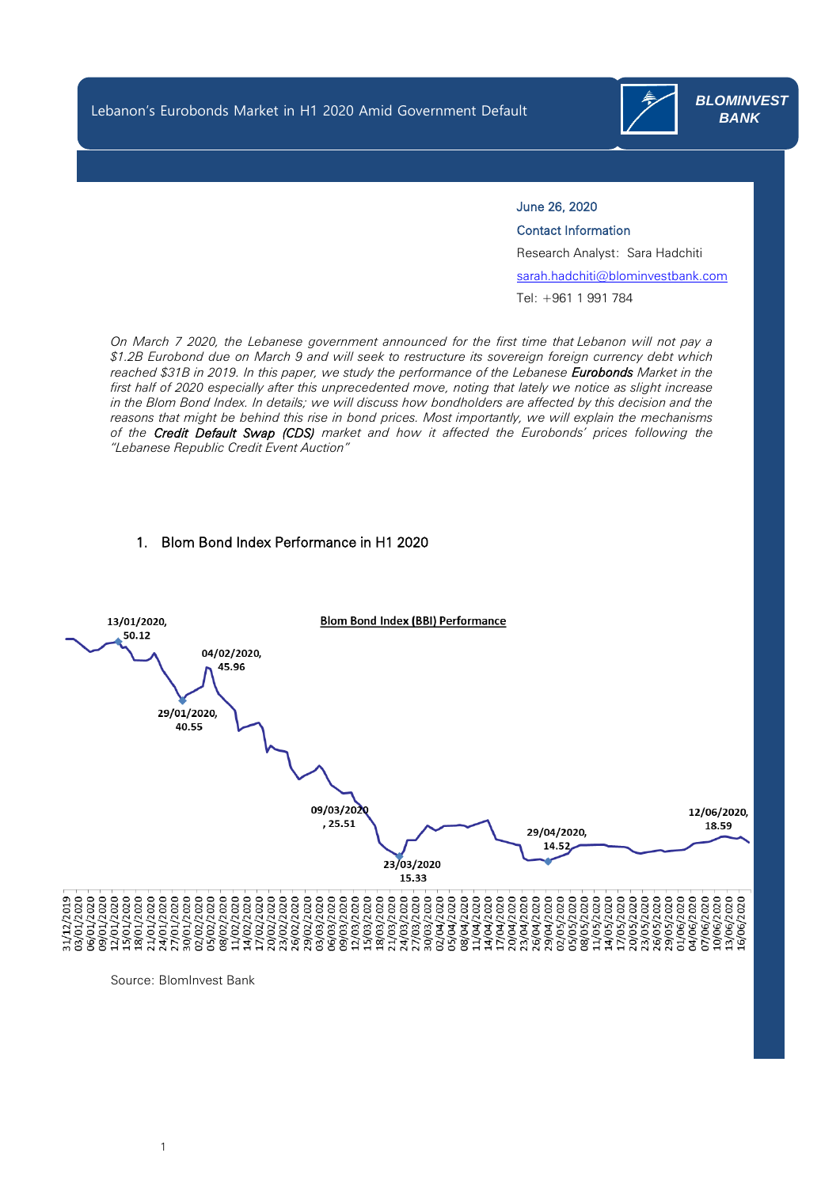# Lebanon's Eurobonds Market in H1 2020 Amid Government Default

**BLOMINVEST BANK**

June 26, 2020

Contact Information

Research Analyst: Sara Hadchiti

sarah.hadchiti@blominvestbank.com

Tel: +961 1 991 784

*On March 7 2020, the Lebanese government announced for the first time that Lebanon will not pay a $1.2B Eurobond due on March 9 and will seek to restructure its sovereign foreign currency debt which reached $31B in 2019. In this paper, we study the performance of the Lebanese* ***Eurobonds*** *Market in the first half of 2020 especially after this unprecedented move, noting that lately we notice as slight increase in the Blom Bond Index. In details; we will discuss how bondholders are affected by this decision and the reasons that might be behind this rise in bond prices. Most importantly, we will explain the mechanisms of the* ***Credit Default Swap (CDS)*** *market and how it affected the Eurobonds' prices following the "Lebanese Republic Credit Event Auction"*

## 1. Blom Bond Index Performance in H1 2020

**Blom Bond Index (BBI) Performance**

13/01/2020, 50.12

04/02/2020, 45.96

29/01/2020, 40.55

09/03/2020, 25.51

23/03/2020 15.33

29/04/2020, 14.52

12/06/2020, 18.59

Source: BlomInvest Bank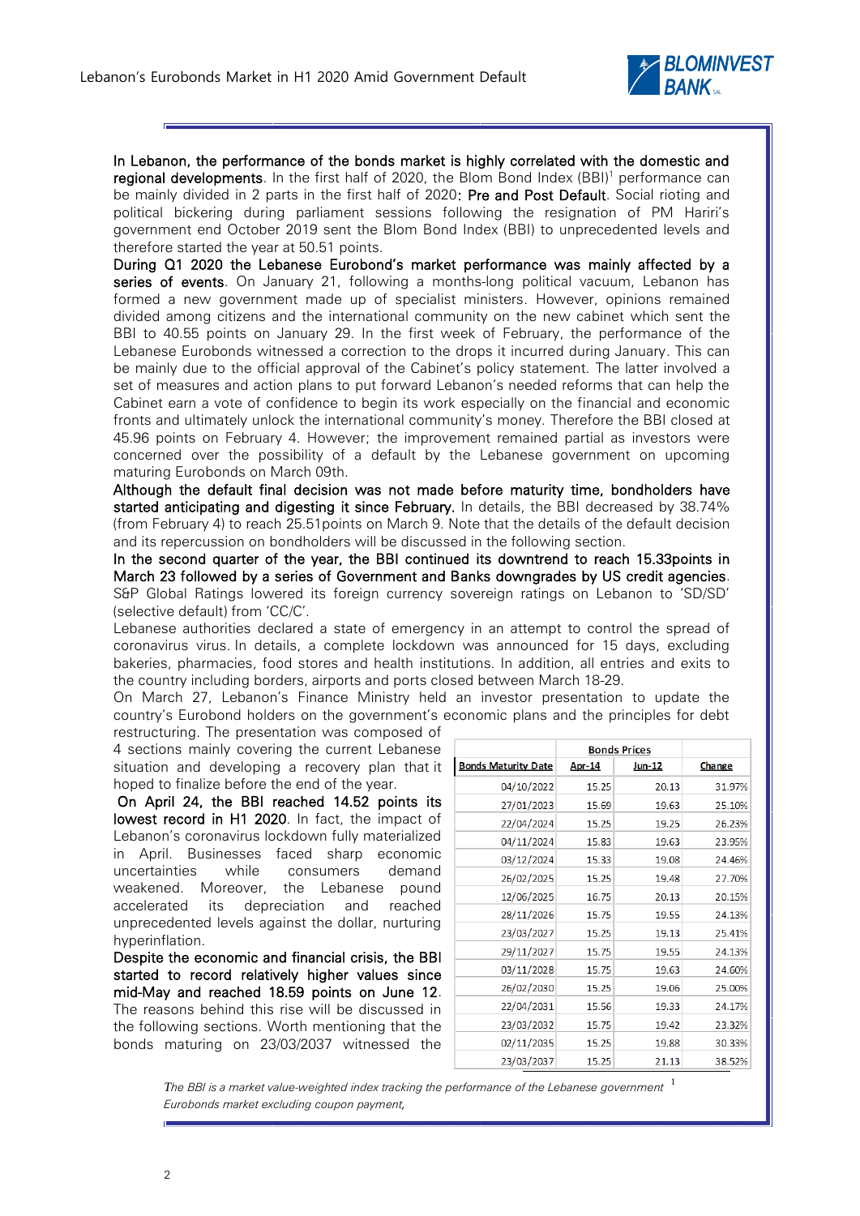**In Lebanon, the performance of the bonds market is highly correlated with the domestic and regional developments**. In the first half of 2020, the Blom Bond Index (BBI)[1] performance can be mainly divided in 2 parts in the first half of 2020**: Pre and Post Default**. Social rioting and political bickering during parliament sessions following the resignation of PM Hariri's government end October 2019 sent the Blom Bond Index (BBI) to unprecedented levels and therefore started the year at 50.51 points.

**During Q1 2020 the Lebanese Eurobond's market performance was mainly affected by a series of events**. On January 21, following a months-long political vacuum, Lebanon has formed a new government made up of specialist ministers. However, opinions remained divided among citizens and the international community on the new cabinet which sent the BBI to 40.55 points on January 29. In the first week of February, the performance of the Lebanese Eurobonds witnessed a correction to the drops it incurred during January. This can be mainly due to the official approval of the Cabinet's policy statement. The latter involved a set of measures and action plans to put forward Lebanon's needed reforms that can help the Cabinet earn a vote of confidence to begin its work especially on the financial and economic fronts and ultimately unlock the international community's money. Therefore the BBI closed at 45.96 points on February 4. However; the improvement remained partial as investors were concerned over the possibility of a default by the Lebanese government on upcoming maturing Eurobonds on March 09th.

**Although the default final decision was not made before maturity time, bondholders have started anticipating and digesting it since February.** In details, the BBI decreased by 38.74% (from February 4) to reach 25.51points on March 9. Note that the details of the default decision and its repercussion on bondholders will be discussed in the following section.

**In the second quarter of the year, the BBI continued its downtrend to reach 15.33points in March 23 followed by a series of Government and Banks downgrades by US credit agencies**. S&P Global Ratings lowered its foreign currency sovereign ratings on Lebanon to 'SD/SD' (selective default) from 'CC/C'.

Lebanese authorities declared a state of emergency in an attempt to control the spread of coronavirus virus. In details, a complete lockdown was announced for 15 days, excluding bakeries, pharmacies, food stores and health institutions. In addition, all entries and exits to the country including borders, airports and ports closed between March 18-29.

On March 27, Lebanon's Finance Ministry held an investor presentation to update the country's Eurobond holders on the government's economic plans and the principles for debt restructuring. The presentation was composed of 4 sections mainly covering the current Lebanese situation and developing a recovery plan that it hoped to finalize before the end of the year.

**On April 24, the BBI reached 14.52 points its lowest record in H1 2020**. In fact, the impact of Lebanon's coronavirus lockdown fully materialized in April. Businesses faced sharp economic uncertainties while consumers demand weakened. Moreover, the Lebanese pound accelerated its depreciation and reached unprecedented levels against the dollar, nurturing hyperinflation.

**Despite the economic and financial crisis, the BBI started to record relatively higher values since mid-May and reached 18.59 points on June 12**. The reasons behind this rise will be discussed in the following sections. Worth mentioning that the bonds maturing on 23/03/2037 witnessed the

| Bonds Maturity Date | Bonds Prices | | Change |
|---|---|---|---|
| | Apr-14 | Jun-12 | |
| 04/10/2022 | 15.25 | 20.13 | 31.97% |
| 27/01/2023 | 15.69 | 19.63 | 25.10% |
| 22/04/2024 | 15.25 | 19.25 | 26.23% |
| 04/11/2024 | 15.83 | 19.63 | 23.95% |
| 03/12/2024 | 15.33 | 19.08 | 24.46% |
| 26/02/2025 | 15.25 | 19.48 | 27.70% |
| 12/06/2025 | 16.75 | 20.13 | 20.15% |
| 28/11/2026 | 15.75 | 19.55 | 24.13% |
| 23/03/2027 | 15.25 | 19.13 | 25.41% |
| 29/11/2027 | 15.75 | 19.55 | 24.13% |
| 03/11/2028 | 15.75 | 19.63 | 24.60% |
| 26/02/2030 | 15.25 | 19.06 | 25.00% |
| 22/04/2031 | 15.56 | 19.33 | 24.17% |
| 23/03/2032 | 15.75 | 19.42 | 23.32% |
| 02/11/2035 | 15.25 | 19.88 | 30.33% |
| 23/03/2037 | 15.25 | 21.13 | 38.52% |

[1] *The BBI is a market value-weighted index tracking the performance of the Lebanese government Eurobonds market excluding coupon payment,*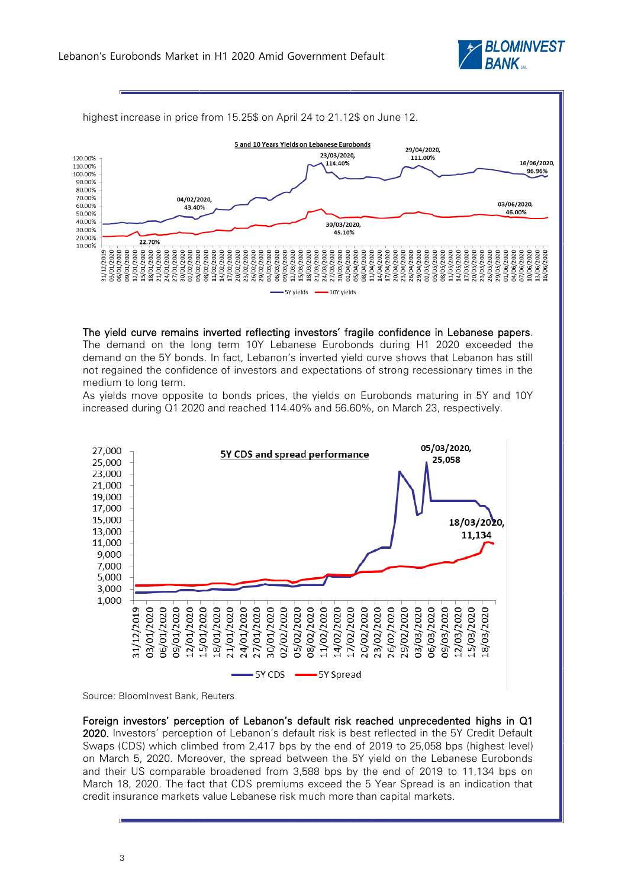highest increase in price from 15.25$ on April 24 to 21.12$ on June 12.

**The yield curve remains inverted reflecting investors' fragile confidence in Lebanese papers.** The demand on the long term 10Y Lebanese Eurobonds during H1 2020 exceeded the demand on the 5Y bonds. In fact, Lebanon's inverted yield curve shows that Lebanon has still not regained the confidence of investors and expectations of strong recessionary times in the medium to long term.

As yields move opposite to bonds prices, the yields on Eurobonds maturing in 5Y and 10Y increased during Q1 2020 and reached 114.40% and 56.60%, on March 23, respectively.

Source: BloomInvest Bank, Reuters

**Foreign investors' perception of Lebanon's default risk reached unprecedented highs in Q1 2020.** Investors' perception of Lebanon's default risk is best reflected in the 5Y Credit Default Swaps (CDS) which climbed from 2,417 bps by the end of 2019 to 25,058 bps (highest level) on March 5, 2020. Moreover, the spread between the 5Y yield on the Lebanese Eurobonds and their US comparable broadened from 3,588 bps by the end of 2019 to 11,134 bps on March 18, 2020. The fact that CDS premiums exceed the 5 Year Spread is an indication that credit insurance markets value Lebanese risk much more than capital markets.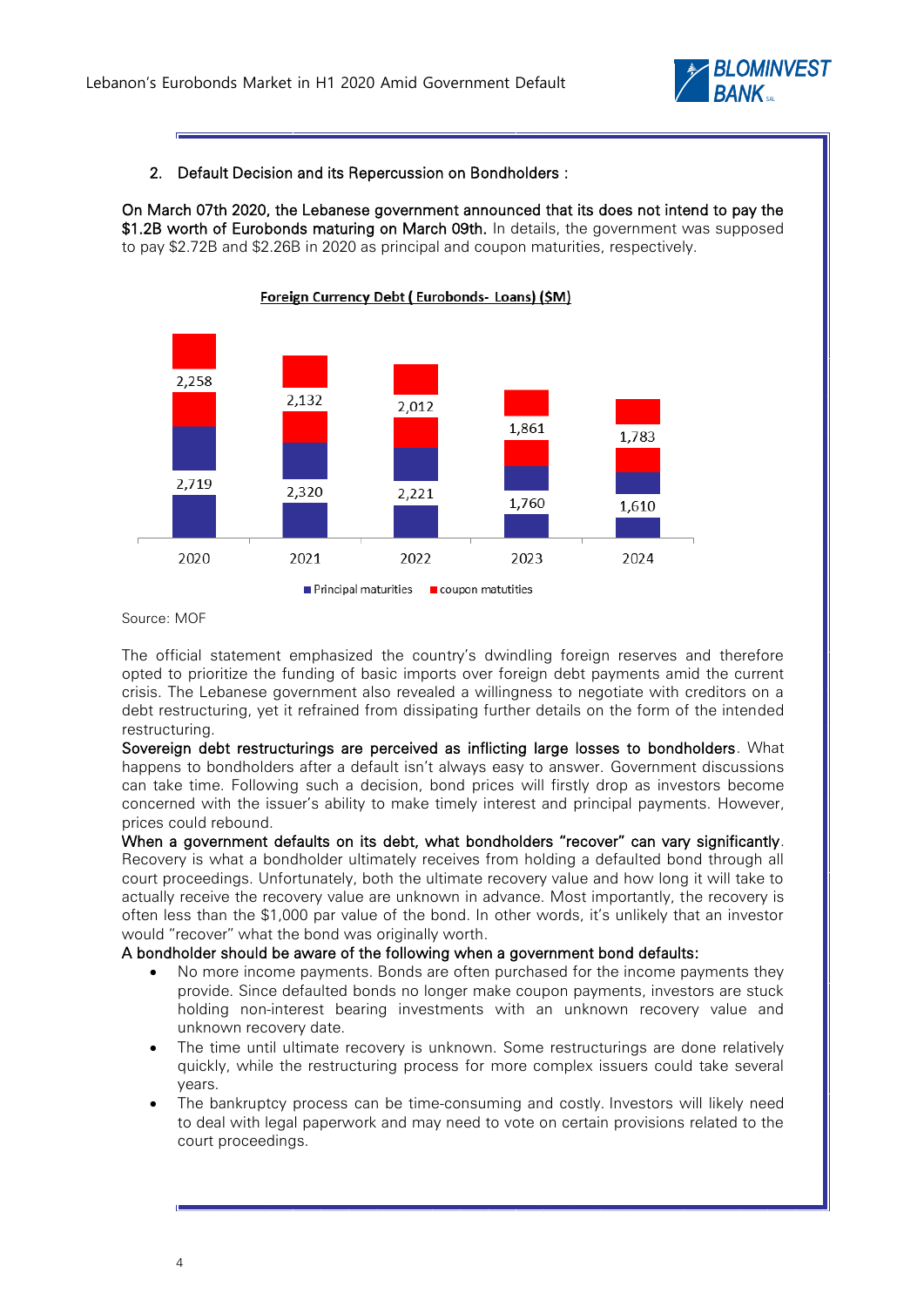2. Default Decision and its Repercussion on Bondholders :

**On March 07th 2020, the Lebanese government announced that its does not intend to pay the $1.2B worth of Eurobonds maturing on March 09th.** In details, the government was supposed to pay $2.72B and $2.26B in 2020 as principal and coupon maturities, respectively.

**Foreign Currency Debt ( Eurobonds- Loans) ($M)**

| Year | Principal maturities | coupon matutities |
|---|---|---|
| 2020 | 2,719 | 2,258 |
| 2021 | 2,320 | 2,132 |
| 2022 | 2,221 | 2,012 |
| 2023 | 1,760 | 1,861 |
| 2024 | 1,610 | 1,783 |

Source: MOF

The official statement emphasized the country's dwindling foreign reserves and therefore opted to prioritize the funding of basic imports over foreign debt payments amid the current crisis. The Lebanese government also revealed a willingness to negotiate with creditors on a debt restructuring, yet it refrained from dissipating further details on the form of the intended restructuring.

**Sovereign debt restructurings are perceived as inflicting large losses to bondholders**. What happens to bondholders after a default isn't always easy to answer. Government discussions can take time. Following such a decision, bond prices will firstly drop as investors become concerned with the issuer's ability to make timely interest and principal payments. However, prices could rebound.

**When a government defaults on its debt, what bondholders "recover" can vary significantly**. Recovery is what a bondholder ultimately receives from holding a defaulted bond through all court proceedings. Unfortunately, both the ultimate recovery value and how long it will take to actually receive the recovery value are unknown in advance. Most importantly, the recovery is often less than the $1,000 par value of the bond. In other words, it's unlikely that an investor would "recover" what the bond was originally worth.

**A bondholder should be aware of the following when a government bond defaults:**

- No more income payments. Bonds are often purchased for the income payments they provide. Since defaulted bonds no longer make coupon payments, investors are stuck holding non-interest bearing investments with an unknown recovery value and unknown recovery date.
- The time until ultimate recovery is unknown. Some restructurings are done relatively quickly, while the restructuring process for more complex issuers could take several years.
- The bankruptcy process can be time-consuming and costly. Investors will likely need to deal with legal paperwork and may need to vote on certain provisions related to the court proceedings.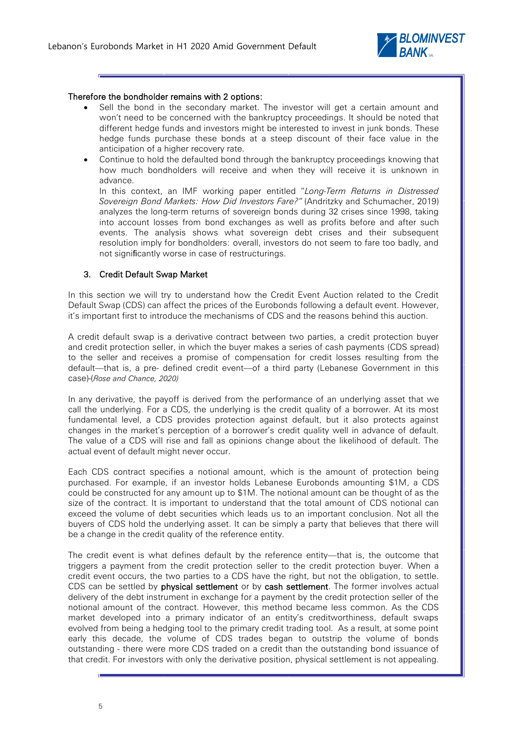Therefore the bondholder remains with 2 options:

- Sell the bond in the secondary market. The investor will get a certain amount and won't need to be concerned with the bankruptcy proceedings. It should be noted that different hedge funds and investors might be interested to invest in junk bonds. These hedge funds purchase these bonds at a steep discount of their face value in the anticipation of a higher recovery rate.
- Continue to hold the defaulted bond through the bankruptcy proceedings knowing that how much bondholders will receive and when they will receive it is unknown in advance.

  In this context, an IMF working paper entitled "*Long-Term Returns in Distressed Sovereign Bond Markets: How Did Investors Fare?*" (Andritzky and Schumacher, 2019) analyzes the long-term returns of sovereign bonds during 32 crises since 1998, taking into account losses from bond exchanges as well as profits before and after such events. The analysis shows what sovereign debt crises and their subsequent resolution imply for bondholders: overall, investors do not seem to fare too badly, and not significantly worse in case of restructurings.

## 3. Credit Default Swap Market

In this section we will try to understand how the Credit Event Auction related to the Credit Default Swap (CDS) can affect the prices of the Eurobonds following a default event. However, it's important first to introduce the mechanisms of CDS and the reasons behind this auction.

A credit default swap is a derivative contract between two parties, a credit protection buyer and credit protection seller, in which the buyer makes a series of cash payments (CDS spread) to the seller and receives a promise of compensation for credit losses resulting from the default—that is, a pre- defined credit event—of a third party (Lebanese Government in this case)-(*Rose and Chance, 2020)*

In any derivative, the payoff is derived from the performance of an underlying asset that we call the underlying. For a CDS, the underlying is the credit quality of a borrower. At its most fundamental level, a CDS provides protection against default, but it also protects against changes in the market's perception of a borrower's credit quality well in advance of default. The value of a CDS will rise and fall as opinions change about the likelihood of default. The actual event of default might never occur.

Each CDS contract specifies a notional amount, which is the amount of protection being purchased. For example, if an investor holds Lebanese Eurobonds amounting $1M, a CDS could be constructed for any amount up to $1M. The notional amount can be thought of as the size of the contract. It is important to understand that the total amount of CDS notional can exceed the volume of debt securities which leads us to an important conclusion. Not all the buyers of CDS hold the underlying asset. It can be simply a party that believes that there will be a change in the credit quality of the reference entity.

The credit event is what defines default by the reference entity—that is, the outcome that triggers a payment from the credit protection seller to the credit protection buyer. When a credit event occurs, the two parties to a CDS have the right, but not the obligation, to settle. CDS can be settled by **physical settlement** or by **cash settlement**. The former involves actual delivery of the debt instrument in exchange for a payment by the credit protection seller of the notional amount of the contract. However, this method became less common. As the CDS market developed into a primary indicator of an entity's creditworthiness, default swaps evolved from being a hedging tool to the primary credit trading tool. As a result, at some point early this decade, the volume of CDS trades began to outstrip the volume of bonds outstanding - there were more CDS traded on a credit than the outstanding bond issuance of that credit. For investors with only the derivative position, physical settlement is not appealing.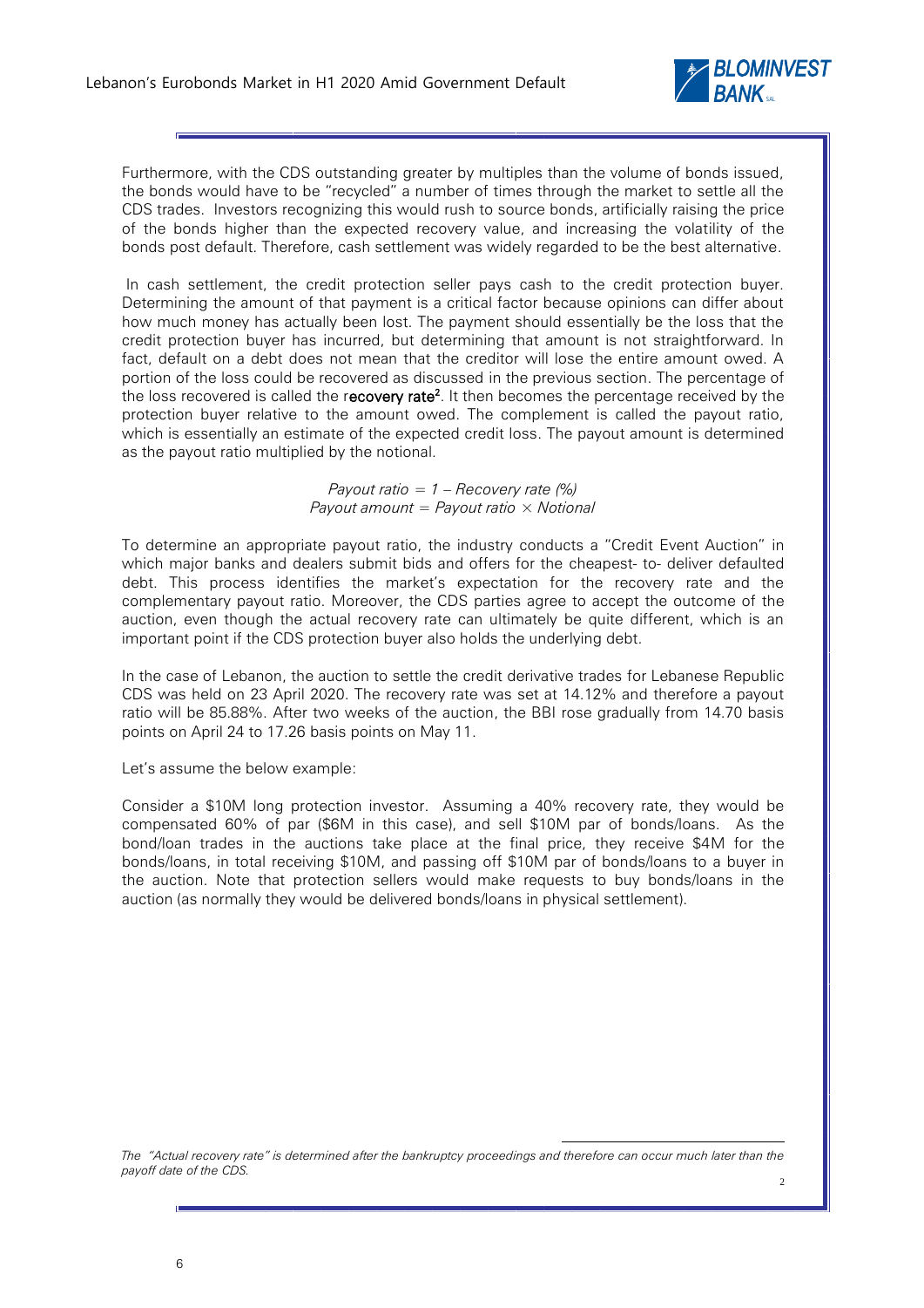Furthermore, with the CDS outstanding greater by multiples than the volume of bonds issued, the bonds would have to be "recycled" a number of times through the market to settle all the CDS trades. Investors recognizing this would rush to source bonds, artificially raising the price of the bonds higher than the expected recovery value, and increasing the volatility of the bonds post default. Therefore, cash settlement was widely regarded to be the best alternative.

In cash settlement, the credit protection seller pays cash to the credit protection buyer. Determining the amount of that payment is a critical factor because opinions can differ about how much money has actually been lost. The payment should essentially be the loss that the credit protection buyer has incurred, but determining that amount is not straightforward. In fact, default on a debt does not mean that the creditor will lose the entire amount owed. A portion of the loss could be recovered as discussed in the previous section. The percentage of the loss recovered is called the r**ecovery rate**[2]. It then becomes the percentage received by the protection buyer relative to the amount owed. The complement is called the payout ratio, which is essentially an estimate of the expected credit loss. The payout amount is determined as the payout ratio multiplied by the notional.

$$\text{Payout ratio} = 1 - \text{Recovery rate (\%)}$$
$$\text{Payout amount} = \text{Payout ratio} \times \text{Notional}$$

To determine an appropriate payout ratio, the industry conducts a "Credit Event Auction" in which major banks and dealers submit bids and offers for the cheapest- to- deliver defaulted debt. This process identifies the market's expectation for the recovery rate and the complementary payout ratio. Moreover, the CDS parties agree to accept the outcome of the auction, even though the actual recovery rate can ultimately be quite different, which is an important point if the CDS protection buyer also holds the underlying debt.

In the case of Lebanon, the auction to settle the credit derivative trades for Lebanese Republic CDS was held on 23 April 2020. The recovery rate was set at 14.12% and therefore a payout ratio will be 85.88%. After two weeks of the auction, the BBI rose gradually from 14.70 basis points on April 24 to 17.26 basis points on May 11.

Let's assume the below example:

Consider a \$10M long protection investor. Assuming a 40% recovery rate, they would be compensated 60% of par (\$6M in this case), and sell \$10M par of bonds/loans. As the bond/loan trades in the auctions take place at the final price, they receive \$4M for the bonds/loans, in total receiving \$10M, and passing off \$10M par of bonds/loans to a buyer in the auction. Note that protection sellers would make requests to buy bonds/loans in the auction (as normally they would be delivered bonds/loans in physical settlement).

---

*The "Actual recovery rate" is determined after the bankruptcy proceedings and therefore can occur much later than the payoff date of the CDS.*

2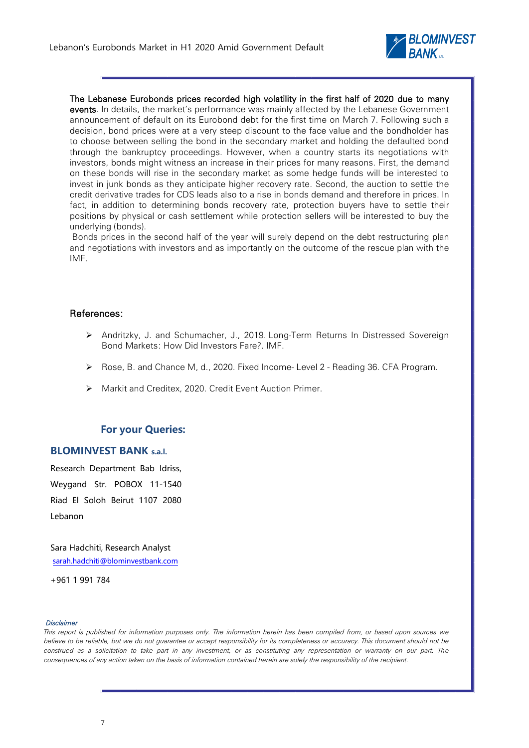**The Lebanese Eurobonds prices recorded high volatility in the first half of 2020 due to many events**. In details, the market's performance was mainly affected by the Lebanese Government announcement of default on its Eurobond debt for the first time on March 7. Following such a decision, bond prices were at a very steep discount to the face value and the bondholder has to choose between selling the bond in the secondary market and holding the defaulted bond through the bankruptcy proceedings. However, when a country starts its negotiations with investors, bonds might witness an increase in their prices for many reasons. First, the demand on these bonds will rise in the secondary market as some hedge funds will be interested to invest in junk bonds as they anticipate higher recovery rate. Second, the auction to settle the credit derivative trades for CDS leads also to a rise in bonds demand and therefore in prices. In fact, in addition to determining bonds recovery rate, protection buyers have to settle their positions by physical or cash settlement while protection sellers will be interested to buy the underlying (bonds).

Bonds prices in the second half of the year will surely depend on the debt restructuring plan and negotiations with investors and as importantly on the outcome of the rescue plan with the IMF.

## References:

- Andritzky, J. and Schumacher, J., 2019. Long-Term Returns In Distressed Sovereign Bond Markets: How Did Investors Fare?. IMF.
- Rose, B. and Chance M, d., 2020. Fixed Income- Level 2 - Reading 36. CFA Program.
- Markit and Creditex, 2020. Credit Event Auction Primer.

### For your Queries:

**BLOMINVEST BANK s.a.l.**

Research Department Bab Idriss, Weygand Str. POBOX 11-1540 Riad El Soloh Beirut 1107 2080 Lebanon

Sara Hadchiti, Research Analyst
sarah.hadchiti@blominvestbank.com

+961 1 991 784

*Disclaimer*

*This report is published for information purposes only. The information herein has been compiled from, or based upon sources we believe to be reliable, but we do not guarantee or accept responsibility for its completeness or accuracy. This document should not be construed as a solicitation to take part in any investment, or as constituting any representation or warranty on our part. The consequences of any action taken on the basis of information contained herein are solely the responsibility of the recipient.*